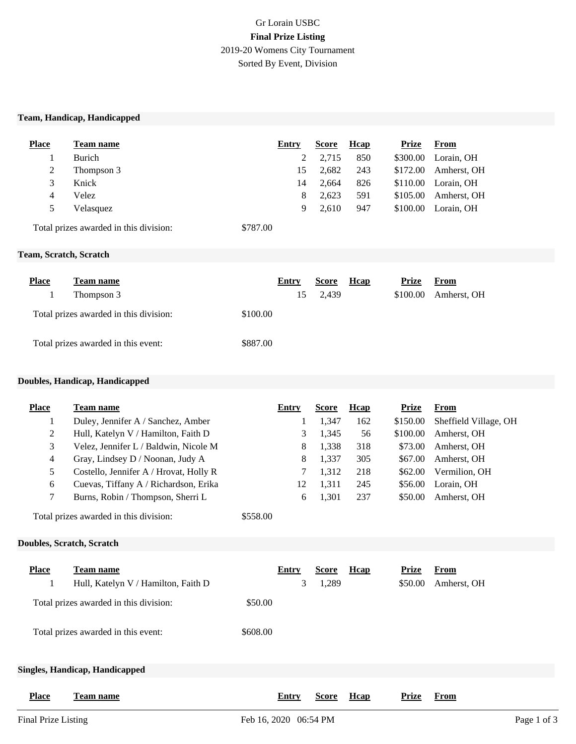Gr Lorain USBC

**Final Prize Listing**

2019-20 Womens City Tournament

Sorted By Event, Division

## Team, Handicap, Handicapped

| Place | Team name | Entry | Score | Hcap | Prize | From |
|---|---|---|---|---|---|---|
| 1 | Burich | 2 | 2,715 | 850 | $300.00 | Lorain, OH |
| 2 | Thompson 3 | 15 | 2,682 | 243 | $172.00 | Amherst, OH |
| 3 | Knick | 14 | 2,664 | 826 | $110.00 | Lorain, OH |
| 4 | Velez | 8 | 2,623 | 591 | $105.00 | Amherst, OH |
| 5 | Velasquez | 9 | 2,610 | 947 | $100.00 | Lorain, OH |

Total prizes awarded in this division: $787.00

## Team, Scratch, Scratch

| Place | Team name | Entry | Score | Hcap | Prize | From |
|---|---|---|---|---|---|---|
| 1 | Thompson 3 | 15 | 2,439 | | $100.00 | Amherst, OH |

Total prizes awarded in this division: $100.00

Total prizes awarded in this event: $887.00

## Doubles, Handicap, Handicapped

| Place | Team name | Entry | Score | Hcap | Prize | From |
|---|---|---|---|---|---|---|
| 1 | Duley, Jennifer A / Sanchez, Amber | 1 | 1,347 | 162 | $150.00 | Sheffield Village, OH |
| 2 | Hull, Katelyn V / Hamilton, Faith D | 3 | 1,345 | 56 | $100.00 | Amherst, OH |
| 3 | Velez, Jennifer L / Baldwin, Nicole M | 8 | 1,338 | 318 | $73.00 | Amherst, OH |
| 4 | Gray, Lindsey D / Noonan, Judy A | 8 | 1,337 | 305 | $67.00 | Amherst, OH |
| 5 | Costello, Jennifer A / Hrovat, Holly R | 7 | 1,312 | 218 | $62.00 | Vermilion, OH |
| 6 | Cuevas, Tiffany A / Richardson, Erika | 12 | 1,311 | 245 | $56.00 | Lorain, OH |
| 7 | Burns, Robin / Thompson, Sherri L | 6 | 1,301 | 237 | $50.00 | Amherst, OH |

Total prizes awarded in this division: $558.00

## Doubles, Scratch, Scratch

| Place | Team name | Entry | Score | Hcap | Prize | From |
|---|---|---|---|---|---|---|
| 1 | Hull, Katelyn V / Hamilton, Faith D | 3 | 1,289 | | $50.00 | Amherst, OH |

Total prizes awarded in this division: $50.00

Total prizes awarded in this event: $608.00

## Singles, Handicap, Handicapped

| Place | Team name | Entry | Score | Hcap | Prize | From |
|---|---|---|---|---|---|---|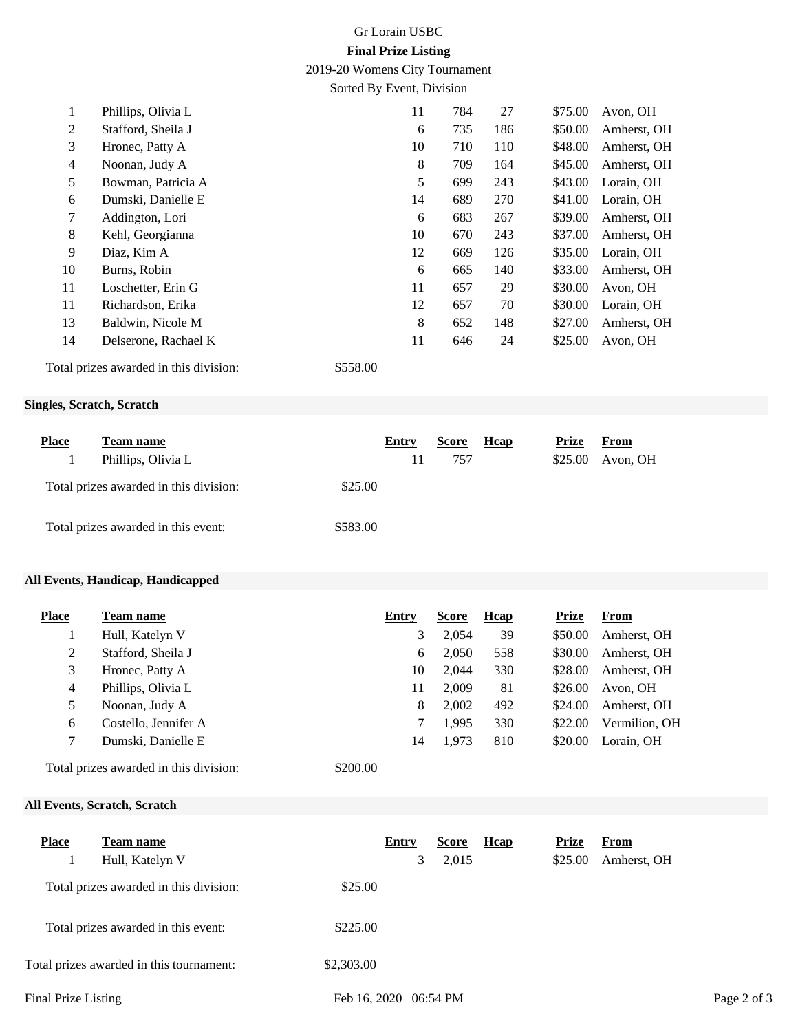Gr Lorain USBC

**Final Prize Listing**

2019-20 Womens City Tournament

Sorted By Event, Division

| Place | Team name | Entry | Score | Hcap | Prize | From |
|---|---|---|---|---|---|---|
| 1 | Phillips, Olivia L | 11 | 784 | 27 | $75.00 | Avon, OH |
| 2 | Stafford, Sheila J | 6 | 735 | 186 | $50.00 | Amherst, OH |
| 3 | Hronec, Patty A | 10 | 710 | 110 | $48.00 | Amherst, OH |
| 4 | Noonan, Judy A | 8 | 709 | 164 | $45.00 | Amherst, OH |
| 5 | Bowman, Patricia A | 5 | 699 | 243 | $43.00 | Lorain, OH |
| 6 | Dumski, Danielle E | 14 | 689 | 270 | $41.00 | Lorain, OH |
| 7 | Addington, Lori | 6 | 683 | 267 | $39.00 | Amherst, OH |
| 8 | Kehl, Georgianna | 10 | 670 | 243 | $37.00 | Amherst, OH |
| 9 | Diaz, Kim A | 12 | 669 | 126 | $35.00 | Lorain, OH |
| 10 | Burns, Robin | 6 | 665 | 140 | $33.00 | Amherst, OH |
| 11 | Loschetter, Erin G | 11 | 657 | 29 | $30.00 | Avon, OH |
| 11 | Richardson, Erika | 12 | 657 | 70 | $30.00 | Lorain, OH |
| 13 | Baldwin, Nicole M | 8 | 652 | 148 | $27.00 | Amherst, OH |
| 14 | Delserone, Rachael K | 11 | 646 | 24 | $25.00 | Avon, OH |

Total prizes awarded in this division: $558.00

### Singles, Scratch, Scratch

| Place | Team name | Entry | Score | Hcap | Prize | From |
|---|---|---|---|---|---|---|
| 1 | Phillips, Olivia L | 11 | 757 | | $25.00 | Avon, OH |

Total prizes awarded in this division: $25.00

Total prizes awarded in this event: $583.00

### All Events, Handicap, Handicapped

| Place | Team name | Entry | Score | Hcap | Prize | From |
|---|---|---|---|---|---|---|
| 1 | Hull, Katelyn V | 3 | 2,054 | 39 | $50.00 | Amherst, OH |
| 2 | Stafford, Sheila J | 6 | 2,050 | 558 | $30.00 | Amherst, OH |
| 3 | Hronec, Patty A | 10 | 2,044 | 330 | $28.00 | Amherst, OH |
| 4 | Phillips, Olivia L | 11 | 2,009 | 81 | $26.00 | Avon, OH |
| 5 | Noonan, Judy A | 8 | 2,002 | 492 | $24.00 | Amherst, OH |
| 6 | Costello, Jennifer A | 7 | 1,995 | 330 | $22.00 | Vermilion, OH |
| 7 | Dumski, Danielle E | 14 | 1,973 | 810 | $20.00 | Lorain, OH |

Total prizes awarded in this division: $200.00

### All Events, Scratch, Scratch

| Place | Team name | Entry | Score | Hcap | Prize | From |
|---|---|---|---|---|---|---|
| 1 | Hull, Katelyn V | 3 | 2,015 | | $25.00 | Amherst, OH |

Total prizes awarded in this division: $25.00

Total prizes awarded in this event: $225.00

Total prizes awarded in this tournament: $2,303.00